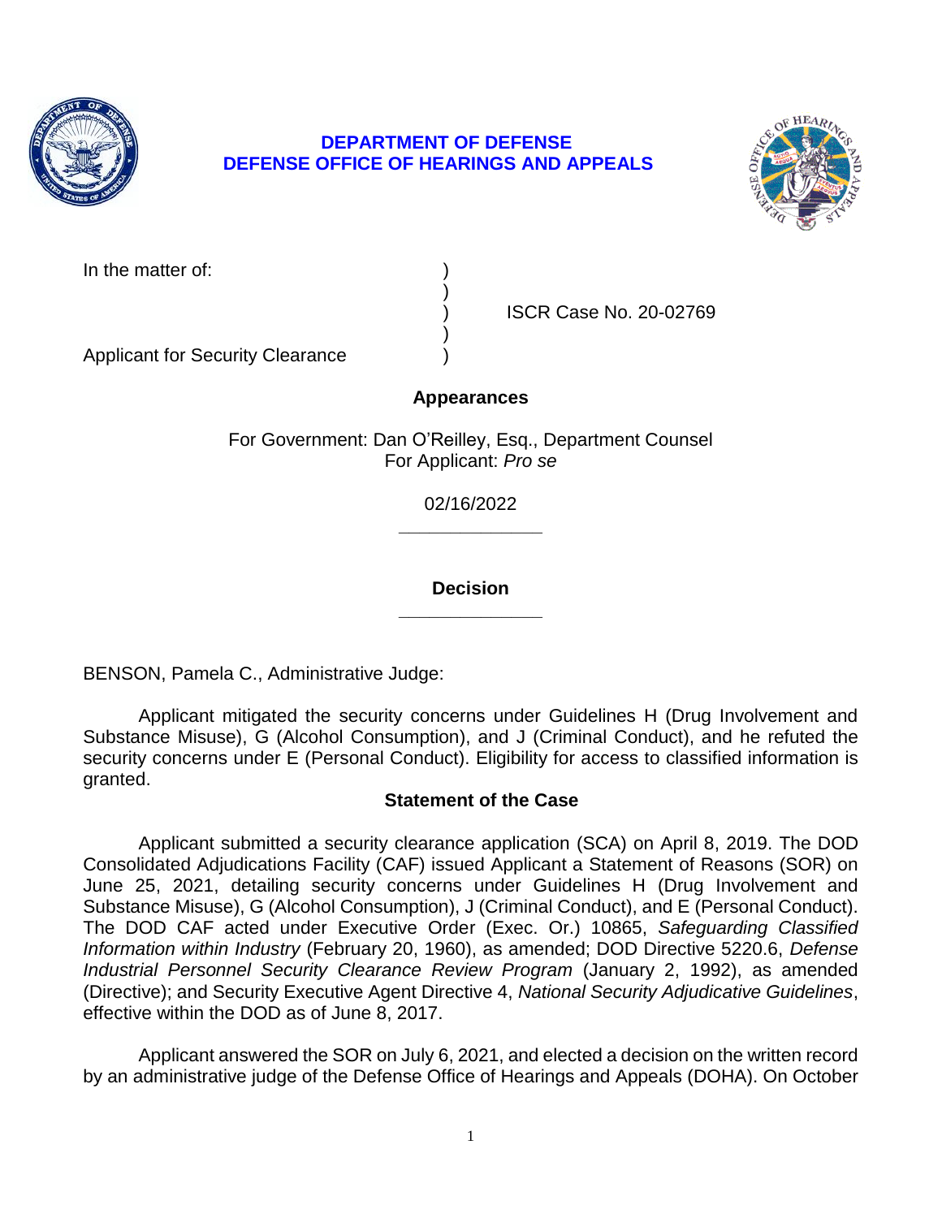**DEPARTMENT OF DEFENSE**
**DEFENSE OFFICE OF HEARINGS AND APPEALS**

| | | |
|---|---|---|
| In the matter of: | ) | |
| | ) | |
| | ) | ISCR Case No. 20-02769 |
| | ) | |
| Applicant for Security Clearance | ) | |

**Appearances**

For Government: Dan O'Reilley, Esq., Department Counsel
For Applicant: *Pro se*

02/16/2022

---

**Decision**

---

BENSON, Pamela C., Administrative Judge:

Applicant mitigated the security concerns under Guidelines H (Drug Involvement and Substance Misuse), G (Alcohol Consumption), and J (Criminal Conduct), and he refuted the security concerns under E (Personal Conduct). Eligibility for access to classified information is granted.

## Statement of the Case

Applicant submitted a security clearance application (SCA) on April 8, 2019. The DOD Consolidated Adjudications Facility (CAF) issued Applicant a Statement of Reasons (SOR) on June 25, 2021, detailing security concerns under Guidelines H (Drug Involvement and Substance Misuse), G (Alcohol Consumption), J (Criminal Conduct), and E (Personal Conduct). The DOD CAF acted under Executive Order (Exec. Or.) 10865, *Safeguarding Classified Information within Industry* (February 20, 1960), as amended; DOD Directive 5220.6, *Defense Industrial Personnel Security Clearance Review Program* (January 2, 1992), as amended (Directive); and Security Executive Agent Directive 4, *National Security Adjudicative Guidelines*, effective within the DOD as of June 8, 2017.

Applicant answered the SOR on July 6, 2021, and elected a decision on the written record by an administrative judge of the Defense Office of Hearings and Appeals (DOHA). On October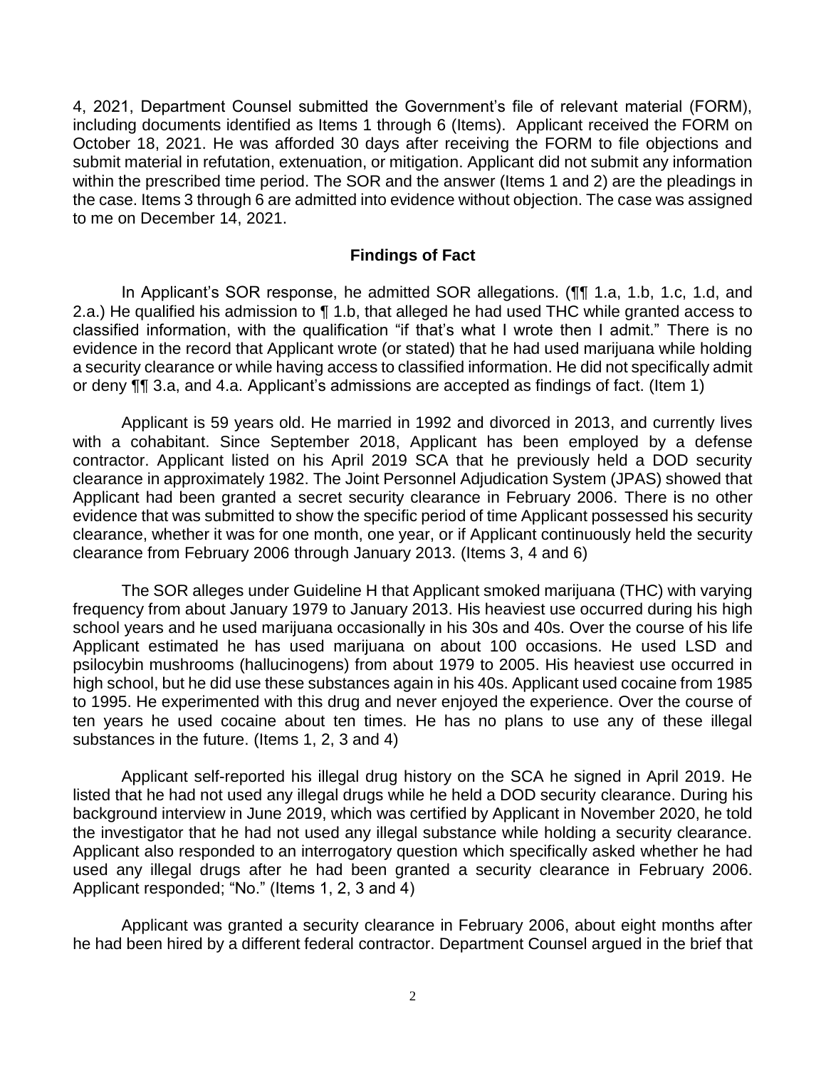4, 2021, Department Counsel submitted the Government's file of relevant material (FORM), including documents identified as Items 1 through 6 (Items). Applicant received the FORM on October 18, 2021. He was afforded 30 days after receiving the FORM to file objections and submit material in refutation, extenuation, or mitigation. Applicant did not submit any information within the prescribed time period. The SOR and the answer (Items 1 and 2) are the pleadings in the case. Items 3 through 6 are admitted into evidence without objection. The case was assigned to me on December 14, 2021.

## Findings of Fact

In Applicant's SOR response, he admitted SOR allegations. (¶¶ 1.a, 1.b, 1.c, 1.d, and 2.a.) He qualified his admission to ¶ 1.b, that alleged he had used THC while granted access to classified information, with the qualification "if that's what I wrote then I admit." There is no evidence in the record that Applicant wrote (or stated) that he had used marijuana while holding a security clearance or while having access to classified information. He did not specifically admit or deny ¶¶ 3.a, and 4.a. Applicant's admissions are accepted as findings of fact. (Item 1)

Applicant is 59 years old. He married in 1992 and divorced in 2013, and currently lives with a cohabitant. Since September 2018, Applicant has been employed by a defense contractor. Applicant listed on his April 2019 SCA that he previously held a DOD security clearance in approximately 1982. The Joint Personnel Adjudication System (JPAS) showed that Applicant had been granted a secret security clearance in February 2006. There is no other evidence that was submitted to show the specific period of time Applicant possessed his security clearance, whether it was for one month, one year, or if Applicant continuously held the security clearance from February 2006 through January 2013. (Items 3, 4 and 6)

The SOR alleges under Guideline H that Applicant smoked marijuana (THC) with varying frequency from about January 1979 to January 2013. His heaviest use occurred during his high school years and he used marijuana occasionally in his 30s and 40s. Over the course of his life Applicant estimated he has used marijuana on about 100 occasions. He used LSD and psilocybin mushrooms (hallucinogens) from about 1979 to 2005. His heaviest use occurred in high school, but he did use these substances again in his 40s. Applicant used cocaine from 1985 to 1995. He experimented with this drug and never enjoyed the experience. Over the course of ten years he used cocaine about ten times. He has no plans to use any of these illegal substances in the future. (Items 1, 2, 3 and 4)

Applicant self-reported his illegal drug history on the SCA he signed in April 2019. He listed that he had not used any illegal drugs while he held a DOD security clearance. During his background interview in June 2019, which was certified by Applicant in November 2020, he told the investigator that he had not used any illegal substance while holding a security clearance. Applicant also responded to an interrogatory question which specifically asked whether he had used any illegal drugs after he had been granted a security clearance in February 2006. Applicant responded; "No." (Items 1, 2, 3 and 4)

Applicant was granted a security clearance in February 2006, about eight months after he had been hired by a different federal contractor. Department Counsel argued in the brief that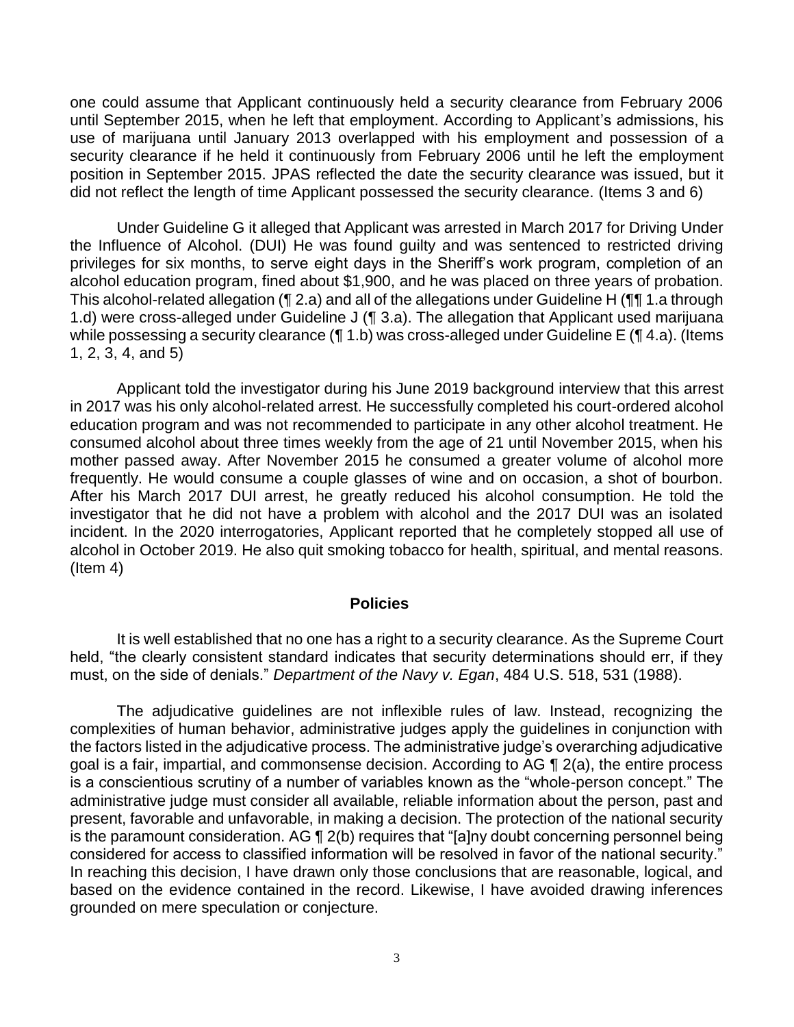one could assume that Applicant continuously held a security clearance from February 2006 until September 2015, when he left that employment. According to Applicant's admissions, his use of marijuana until January 2013 overlapped with his employment and possession of a security clearance if he held it continuously from February 2006 until he left the employment position in September 2015. JPAS reflected the date the security clearance was issued, but it did not reflect the length of time Applicant possessed the security clearance. (Items 3 and 6)

Under Guideline G it alleged that Applicant was arrested in March 2017 for Driving Under the Influence of Alcohol. (DUI) He was found guilty and was sentenced to restricted driving privileges for six months, to serve eight days in the Sheriff's work program, completion of an alcohol education program, fined about $1,900, and he was placed on three years of probation. This alcohol-related allegation (¶ 2.a) and all of the allegations under Guideline H (¶¶ 1.a through 1.d) were cross-alleged under Guideline J (¶ 3.a). The allegation that Applicant used marijuana while possessing a security clearance (¶ 1.b) was cross-alleged under Guideline E (¶ 4.a). (Items 1, 2, 3, 4, and 5)

Applicant told the investigator during his June 2019 background interview that this arrest in 2017 was his only alcohol-related arrest. He successfully completed his court-ordered alcohol education program and was not recommended to participate in any other alcohol treatment. He consumed alcohol about three times weekly from the age of 21 until November 2015, when his mother passed away. After November 2015 he consumed a greater volume of alcohol more frequently. He would consume a couple glasses of wine and on occasion, a shot of bourbon. After his March 2017 DUI arrest, he greatly reduced his alcohol consumption. He told the investigator that he did not have a problem with alcohol and the 2017 DUI was an isolated incident. In the 2020 interrogatories, Applicant reported that he completely stopped all use of alcohol in October 2019. He also quit smoking tobacco for health, spiritual, and mental reasons. (Item 4)

## Policies

It is well established that no one has a right to a security clearance. As the Supreme Court held, "the clearly consistent standard indicates that security determinations should err, if they must, on the side of denials." *Department of the Navy v. Egan*, 484 U.S. 518, 531 (1988).

The adjudicative guidelines are not inflexible rules of law. Instead, recognizing the complexities of human behavior, administrative judges apply the guidelines in conjunction with the factors listed in the adjudicative process. The administrative judge's overarching adjudicative goal is a fair, impartial, and commonsense decision. According to AG ¶ 2(a), the entire process is a conscientious scrutiny of a number of variables known as the "whole-person concept." The administrative judge must consider all available, reliable information about the person, past and present, favorable and unfavorable, in making a decision. The protection of the national security is the paramount consideration. AG ¶ 2(b) requires that "[a]ny doubt concerning personnel being considered for access to classified information will be resolved in favor of the national security." In reaching this decision, I have drawn only those conclusions that are reasonable, logical, and based on the evidence contained in the record. Likewise, I have avoided drawing inferences grounded on mere speculation or conjecture.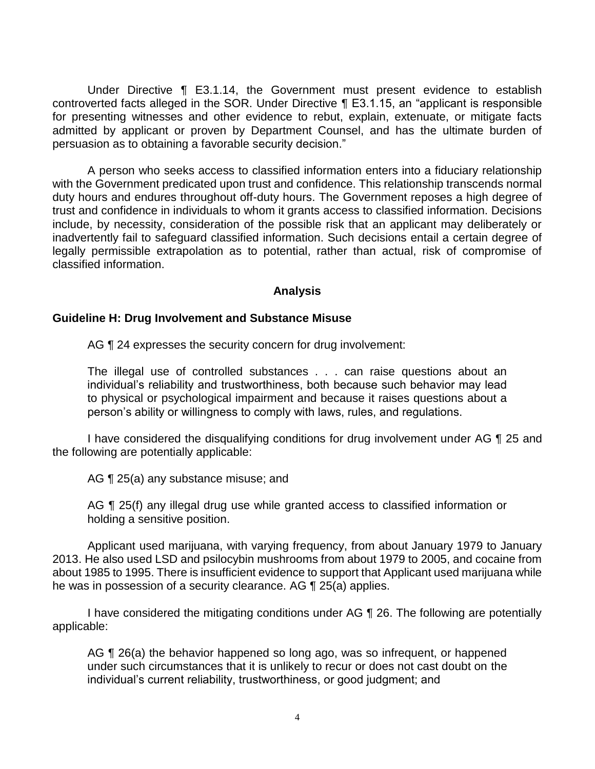Under Directive ¶ E3.1.14, the Government must present evidence to establish controverted facts alleged in the SOR. Under Directive ¶ E3.1.15, an "applicant is responsible for presenting witnesses and other evidence to rebut, explain, extenuate, or mitigate facts admitted by applicant or proven by Department Counsel, and has the ultimate burden of persuasion as to obtaining a favorable security decision."

A person who seeks access to classified information enters into a fiduciary relationship with the Government predicated upon trust and confidence. This relationship transcends normal duty hours and endures throughout off-duty hours. The Government reposes a high degree of trust and confidence in individuals to whom it grants access to classified information. Decisions include, by necessity, consideration of the possible risk that an applicant may deliberately or inadvertently fail to safeguard classified information. Such decisions entail a certain degree of legally permissible extrapolation as to potential, rather than actual, risk of compromise of classified information.

## Analysis

### Guideline H: Drug Involvement and Substance Misuse

AG ¶ 24 expresses the security concern for drug involvement:

> The illegal use of controlled substances . . . can raise questions about an individual's reliability and trustworthiness, both because such behavior may lead to physical or psychological impairment and because it raises questions about a person's ability or willingness to comply with laws, rules, and regulations.

I have considered the disqualifying conditions for drug involvement under AG ¶ 25 and the following are potentially applicable:

> AG ¶ 25(a) any substance misuse; and

> AG ¶ 25(f) any illegal drug use while granted access to classified information or holding a sensitive position.

Applicant used marijuana, with varying frequency, from about January 1979 to January 2013. He also used LSD and psilocybin mushrooms from about 1979 to 2005, and cocaine from about 1985 to 1995. There is insufficient evidence to support that Applicant used marijuana while he was in possession of a security clearance. AG ¶ 25(a) applies.

I have considered the mitigating conditions under AG ¶ 26. The following are potentially applicable:

> AG ¶ 26(a) the behavior happened so long ago, was so infrequent, or happened under such circumstances that it is unlikely to recur or does not cast doubt on the individual's current reliability, trustworthiness, or good judgment; and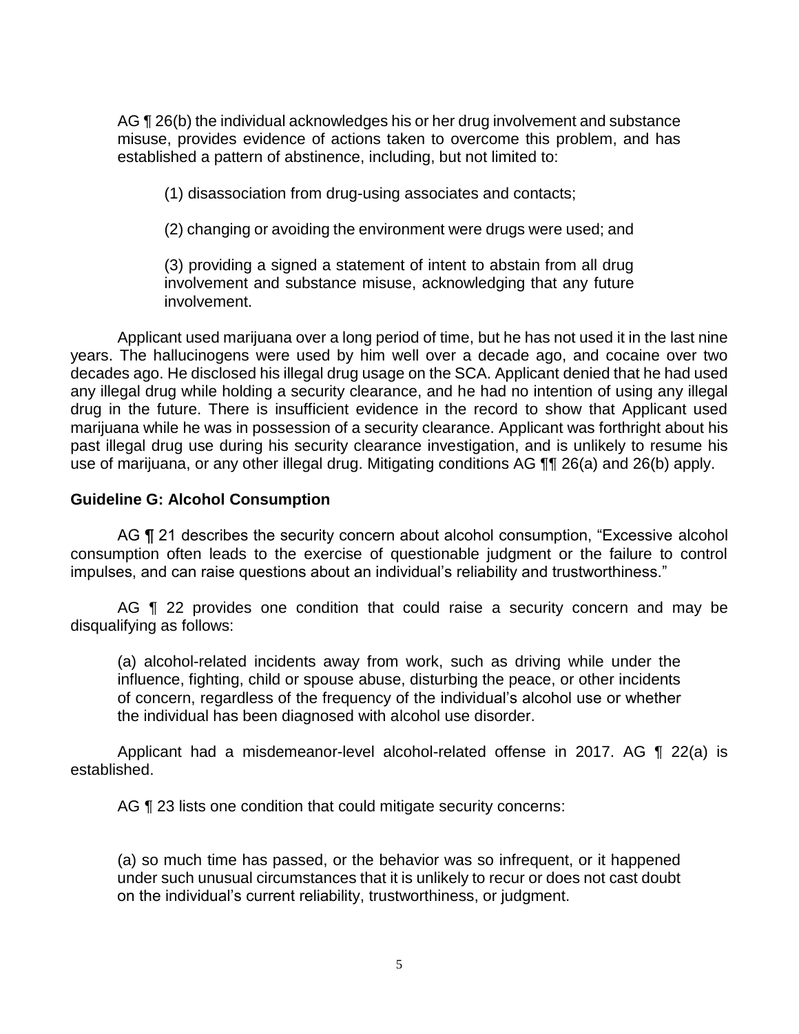AG ¶ 26(b) the individual acknowledges his or her drug involvement and substance misuse, provides evidence of actions taken to overcome this problem, and has established a pattern of abstinence, including, but not limited to:

(1) disassociation from drug-using associates and contacts;

(2) changing or avoiding the environment were drugs were used; and

(3) providing a signed a statement of intent to abstain from all drug involvement and substance misuse, acknowledging that any future involvement.

Applicant used marijuana over a long period of time, but he has not used it in the last nine years. The hallucinogens were used by him well over a decade ago, and cocaine over two decades ago. He disclosed his illegal drug usage on the SCA. Applicant denied that he had used any illegal drug while holding a security clearance, and he had no intention of using any illegal drug in the future. There is insufficient evidence in the record to show that Applicant used marijuana while he was in possession of a security clearance. Applicant was forthright about his past illegal drug use during his security clearance investigation, and is unlikely to resume his use of marijuana, or any other illegal drug. Mitigating conditions AG ¶¶ 26(a) and 26(b) apply.

**Guideline G: Alcohol Consumption**

AG ¶ 21 describes the security concern about alcohol consumption, "Excessive alcohol consumption often leads to the exercise of questionable judgment or the failure to control impulses, and can raise questions about an individual's reliability and trustworthiness."

AG ¶ 22 provides one condition that could raise a security concern and may be disqualifying as follows:

(a) alcohol-related incidents away from work, such as driving while under the influence, fighting, child or spouse abuse, disturbing the peace, or other incidents of concern, regardless of the frequency of the individual's alcohol use or whether the individual has been diagnosed with alcohol use disorder.

Applicant had a misdemeanor-level alcohol-related offense in 2017. AG ¶ 22(a) is established.

AG ¶ 23 lists one condition that could mitigate security concerns:

(a) so much time has passed, or the behavior was so infrequent, or it happened under such unusual circumstances that it is unlikely to recur or does not cast doubt on the individual's current reliability, trustworthiness, or judgment.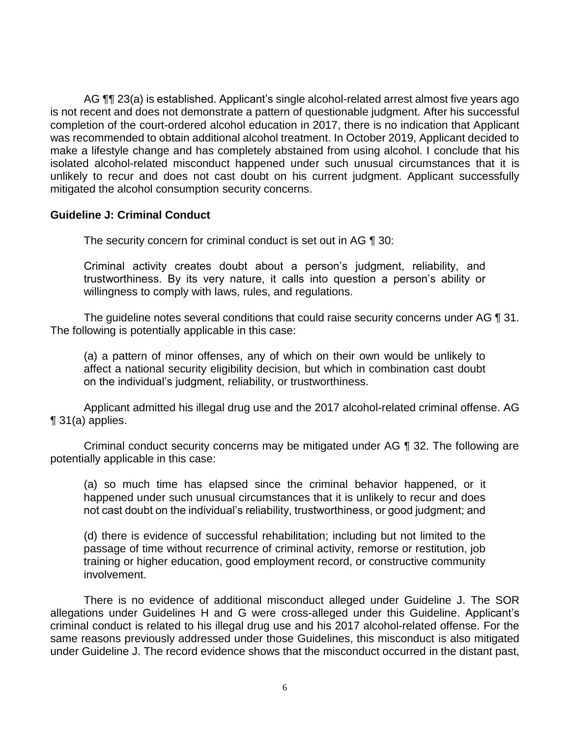AG ¶¶ 23(a) is established. Applicant's single alcohol-related arrest almost five years ago is not recent and does not demonstrate a pattern of questionable judgment. After his successful completion of the court-ordered alcohol education in 2017, there is no indication that Applicant was recommended to obtain additional alcohol treatment. In October 2019, Applicant decided to make a lifestyle change and has completely abstained from using alcohol. I conclude that his isolated alcohol-related misconduct happened under such unusual circumstances that it is unlikely to recur and does not cast doubt on his current judgment. Applicant successfully mitigated the alcohol consumption security concerns.

**Guideline J: Criminal Conduct**

The security concern for criminal conduct is set out in AG ¶ 30:

> Criminal activity creates doubt about a person's judgment, reliability, and trustworthiness. By its very nature, it calls into question a person's ability or willingness to comply with laws, rules, and regulations.

The guideline notes several conditions that could raise security concerns under AG ¶ 31. The following is potentially applicable in this case:

> (a) a pattern of minor offenses, any of which on their own would be unlikely to affect a national security eligibility decision, but which in combination cast doubt on the individual's judgment, reliability, or trustworthiness.

Applicant admitted his illegal drug use and the 2017 alcohol-related criminal offense. AG ¶ 31(a) applies.

Criminal conduct security concerns may be mitigated under AG ¶ 32. The following are potentially applicable in this case:

> (a) so much time has elapsed since the criminal behavior happened, or it happened under such unusual circumstances that it is unlikely to recur and does not cast doubt on the individual's reliability, trustworthiness, or good judgment; and
>
> (d) there is evidence of successful rehabilitation; including but not limited to the passage of time without recurrence of criminal activity, remorse or restitution, job training or higher education, good employment record, or constructive community involvement.

There is no evidence of additional misconduct alleged under Guideline J. The SOR allegations under Guidelines H and G were cross-alleged under this Guideline. Applicant's criminal conduct is related to his illegal drug use and his 2017 alcohol-related offense. For the same reasons previously addressed under those Guidelines, this misconduct is also mitigated under Guideline J. The record evidence shows that the misconduct occurred in the distant past,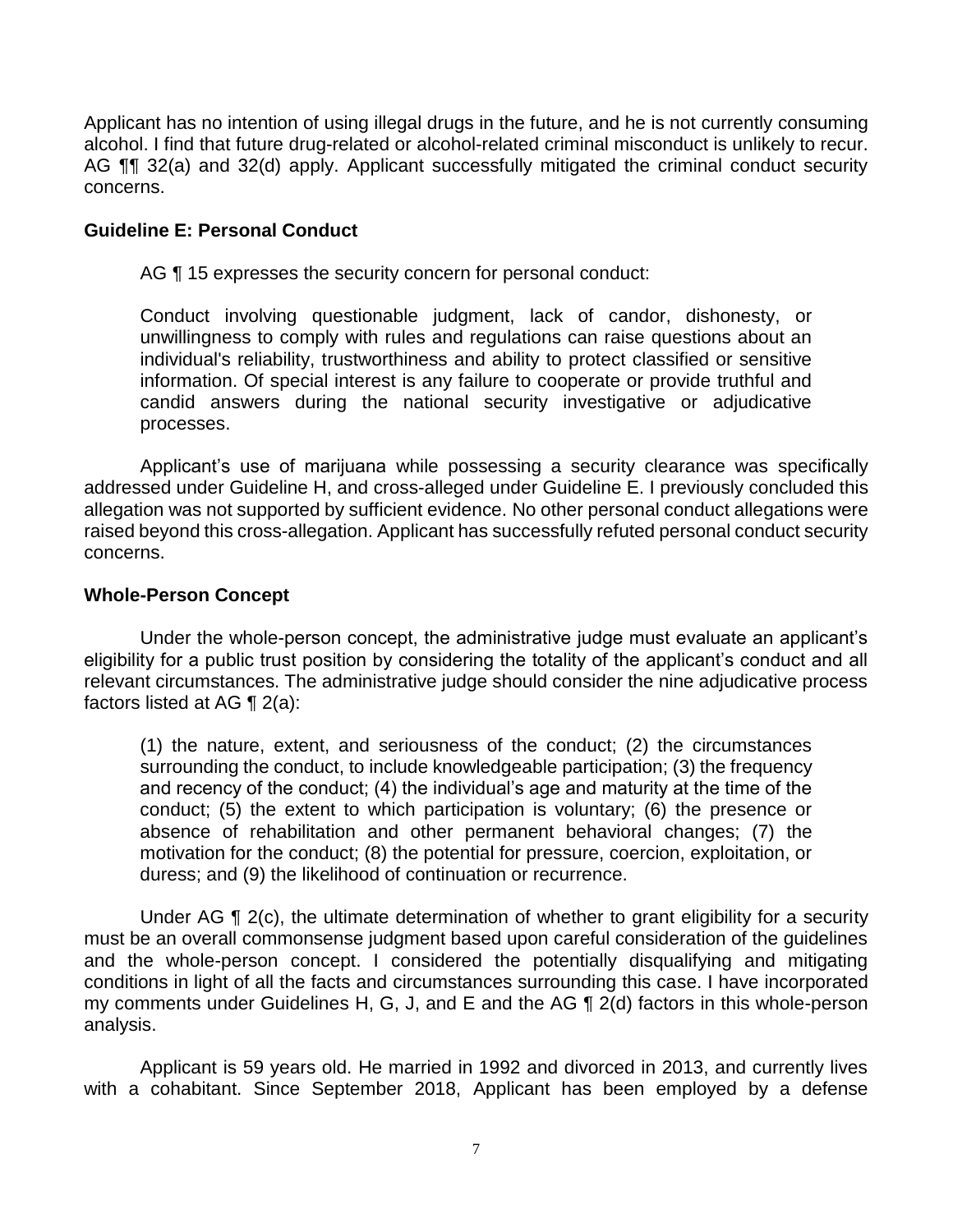Applicant has no intention of using illegal drugs in the future, and he is not currently consuming alcohol. I find that future drug-related or alcohol-related criminal misconduct is unlikely to recur. AG ¶¶ 32(a) and 32(d) apply. Applicant successfully mitigated the criminal conduct security concerns.

**Guideline E: Personal Conduct**

AG ¶ 15 expresses the security concern for personal conduct:

> Conduct involving questionable judgment, lack of candor, dishonesty, or unwillingness to comply with rules and regulations can raise questions about an individual's reliability, trustworthiness and ability to protect classified or sensitive information. Of special interest is any failure to cooperate or provide truthful and candid answers during the national security investigative or adjudicative processes.

Applicant's use of marijuana while possessing a security clearance was specifically addressed under Guideline H, and cross-alleged under Guideline E. I previously concluded this allegation was not supported by sufficient evidence. No other personal conduct allegations were raised beyond this cross-allegation. Applicant has successfully refuted personal conduct security concerns.

**Whole-Person Concept**

Under the whole-person concept, the administrative judge must evaluate an applicant's eligibility for a public trust position by considering the totality of the applicant's conduct and all relevant circumstances. The administrative judge should consider the nine adjudicative process factors listed at AG ¶ 2(a):

> (1) the nature, extent, and seriousness of the conduct; (2) the circumstances surrounding the conduct, to include knowledgeable participation; (3) the frequency and recency of the conduct; (4) the individual's age and maturity at the time of the conduct; (5) the extent to which participation is voluntary; (6) the presence or absence of rehabilitation and other permanent behavioral changes; (7) the motivation for the conduct; (8) the potential for pressure, coercion, exploitation, or duress; and (9) the likelihood of continuation or recurrence.

Under AG ¶ 2(c), the ultimate determination of whether to grant eligibility for a security must be an overall commonsense judgment based upon careful consideration of the guidelines and the whole-person concept. I considered the potentially disqualifying and mitigating conditions in light of all the facts and circumstances surrounding this case. I have incorporated my comments under Guidelines H, G, J, and E and the AG ¶ 2(d) factors in this whole-person analysis.

Applicant is 59 years old. He married in 1992 and divorced in 2013, and currently lives with a cohabitant. Since September 2018, Applicant has been employed by a defense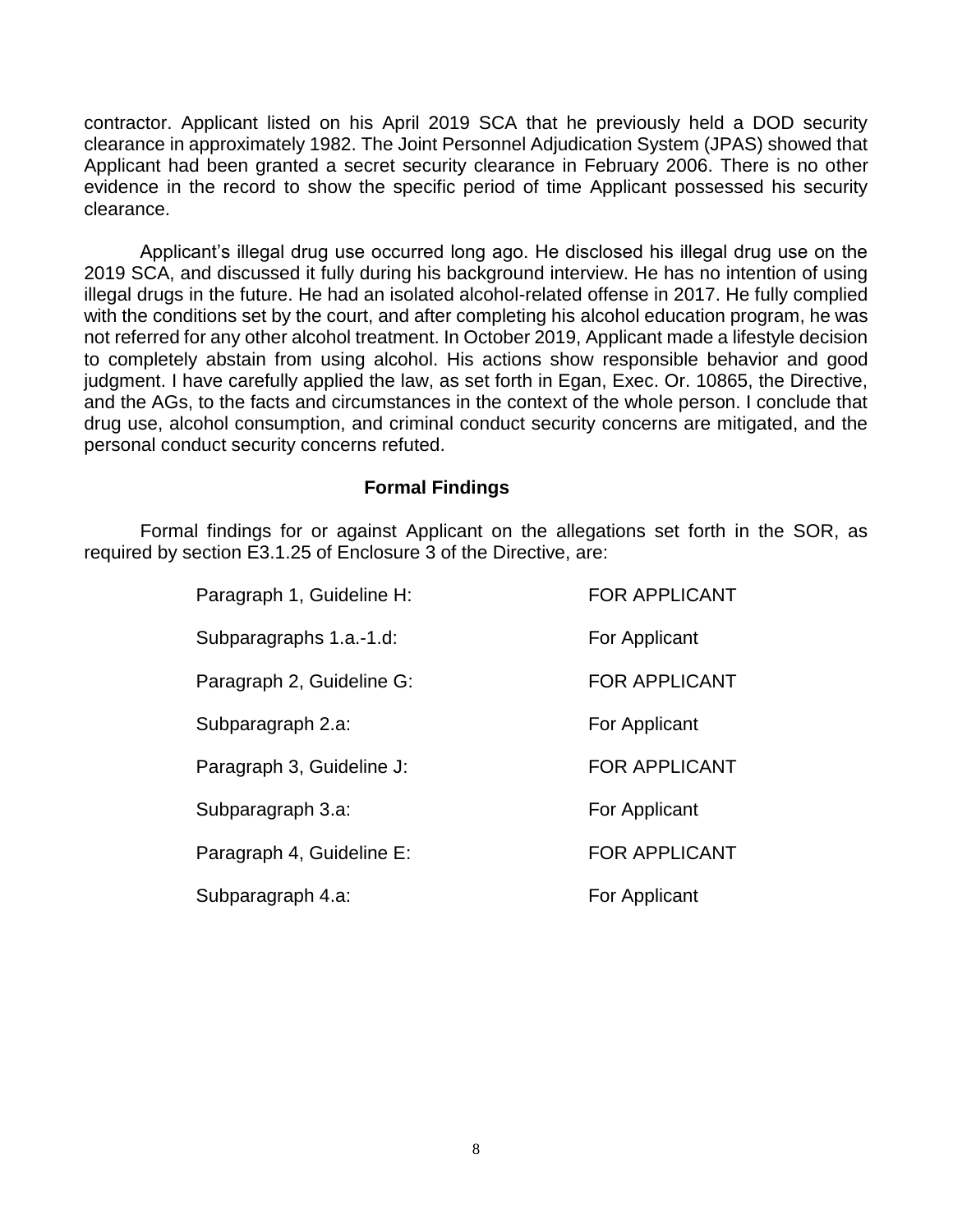contractor. Applicant listed on his April 2019 SCA that he previously held a DOD security clearance in approximately 1982. The Joint Personnel Adjudication System (JPAS) showed that Applicant had been granted a secret security clearance in February 2006. There is no other evidence in the record to show the specific period of time Applicant possessed his security clearance.

Applicant's illegal drug use occurred long ago. He disclosed his illegal drug use on the 2019 SCA, and discussed it fully during his background interview. He has no intention of using illegal drugs in the future. He had an isolated alcohol-related offense in 2017. He fully complied with the conditions set by the court, and after completing his alcohol education program, he was not referred for any other alcohol treatment. In October 2019, Applicant made a lifestyle decision to completely abstain from using alcohol. His actions show responsible behavior and good judgment. I have carefully applied the law, as set forth in Egan, Exec. Or. 10865, the Directive, and the AGs, to the facts and circumstances in the context of the whole person. I conclude that drug use, alcohol consumption, and criminal conduct security concerns are mitigated, and the personal conduct security concerns refuted.

## Formal Findings

Formal findings for or against Applicant on the allegations set forth in the SOR, as required by section E3.1.25 of Enclosure 3 of the Directive, are:

| | |
|---|---|
| Paragraph 1, Guideline H: | FOR APPLICANT |
| Subparagraphs 1.a.-1.d: | For Applicant |
| Paragraph 2, Guideline G: | FOR APPLICANT |
| Subparagraph 2.a: | For Applicant |
| Paragraph 3, Guideline J: | FOR APPLICANT |
| Subparagraph 3.a: | For Applicant |
| Paragraph 4, Guideline E: | FOR APPLICANT |
| Subparagraph 4.a: | For Applicant |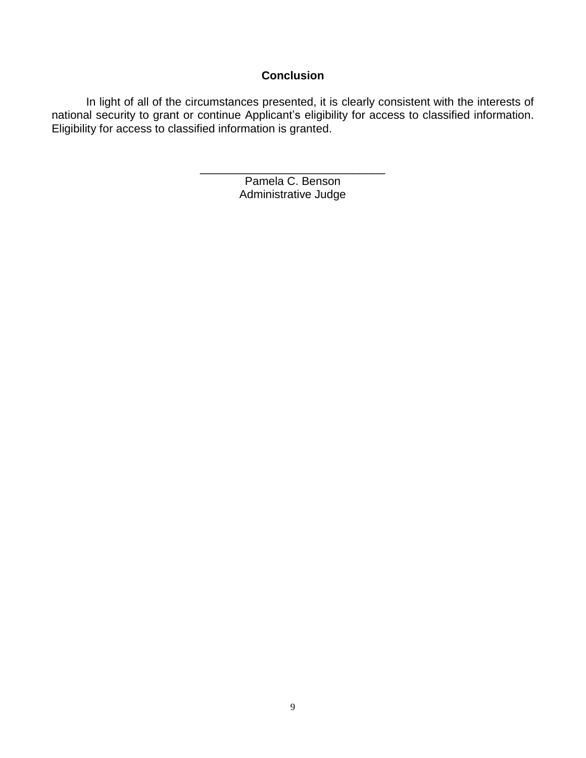## Conclusion

In light of all of the circumstances presented, it is clearly consistent with the interests of national security to grant or continue Applicant's eligibility for access to classified information. Eligibility for access to classified information is granted.

______________________________
Pamela C. Benson
Administrative Judge